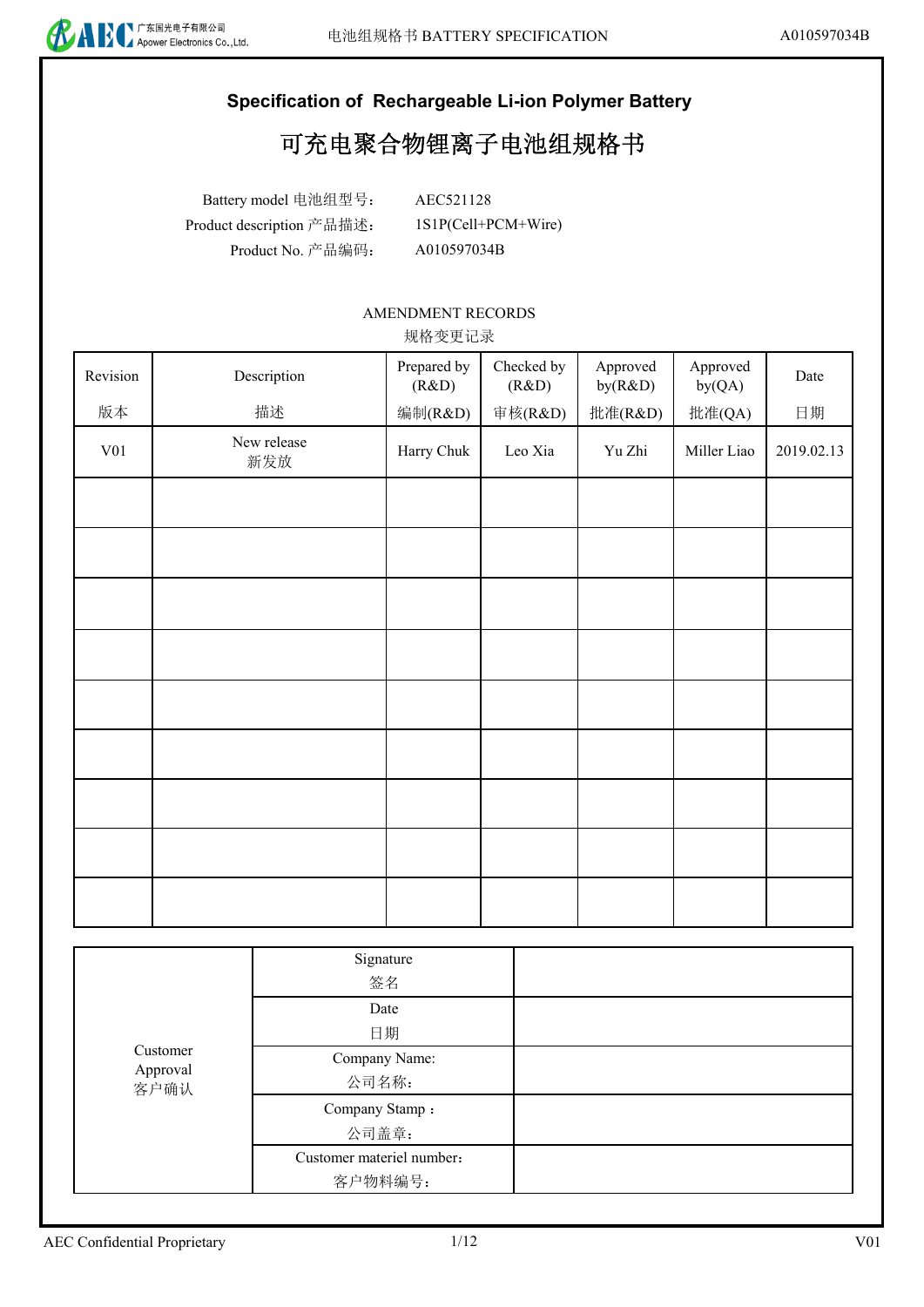# Specification of Rechargeable Li-ion Polymer Battery

# 可充电聚合物锂离子电池组规格书

Battery model 电池组型号： AEC521128

Product description 产品描述： 1S1P(Cell+PCM+Wire)

Product No. 产品编码： A010597034B

AMENDMENT RECORDS
规格变更记录

| Revision 版本 | Description 描述 | Prepared by (R&D) 编制(R&D) | Checked by (R&D) 审核(R&D) | Approved by(R&D) 批准(R&D) | Approved by(QA) 批准(QA) | Date 日期 |
|---|---|---|---|---|---|---|
| V01 | New release 新发放 | Harry Chuk | Leo Xia | Yu Zhi | Miller Liao | 2019.02.13 |
| | | | | | | |
| | | | | | | |
| | | | | | | |
| | | | | | | |
| | | | | | | |
| | | | | | | |
| | | | | | | |
| | | | | | | |
| | | | | | | |

| | | |
|---|---|---|
| Customer Approval 客户确认 | Signature 签名 | |
| | Date 日期 | |
| | Company Name: 公司名称： | |
| | Company Stamp： 公司盖章： | |
| | Customer materiel number: 客户物料编号： | |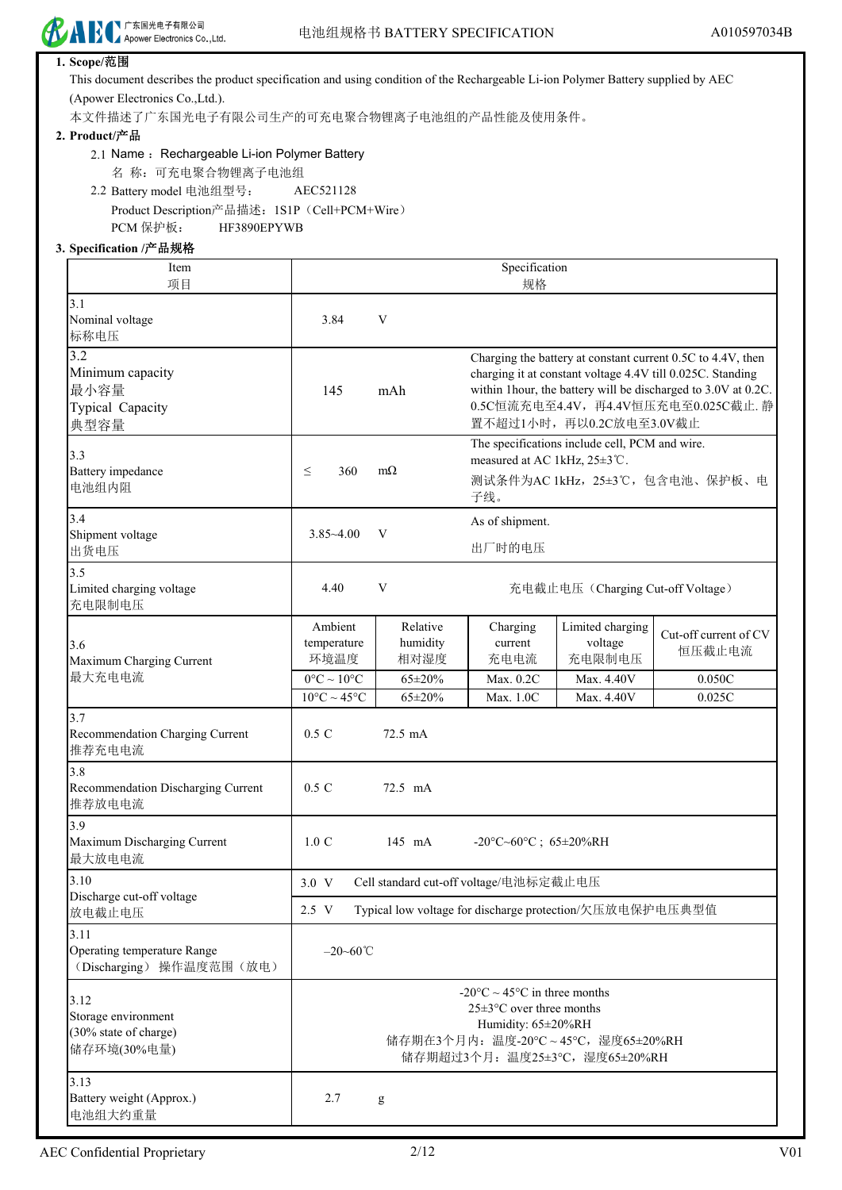**1. Scope/范围**

This document describes the product specification and using condition of the Rechargeable Li-ion Polymer Battery supplied by AEC (Apower Electronics Co.,Ltd.).

本文件描述了广东国光电子有限公司生产的可充电聚合物锂离子电池组的产品性能及使用条件。

**2. Product/产品**

2.1 Name：Rechargeable Li-ion Polymer Battery

名 称：可充电聚合物锂离子电池组

2.2 Battery model 电池组型号：　　AEC521128

Product Description/产品描述：1S1P（Cell+PCM+Wire）

PCM 保护板：　　HF3890EPYWB

**3. Specification /产品规格**

| Item<br>项目 | Specification<br>规格 | | | | |
|---|---|---|---|---|---|
| 3.1<br>Nominal voltage<br>标称电压 | 3.84　V | | | | |
| 3.2<br>Minimum capacity<br>最小容量<br>Typical Capacity<br>典型容量 | 145　mAh | Charging the battery at constant current 0.5C to 4.4V, then charging it at constant voltage 4.4V till 0.025C. Standing within 1hour, the battery will be discharged to 3.0V at 0.2C.<br>0.5C恒流充电至4.4V，再4.4V恒压充电至0.025C截止. 静置不超过1小时，再以0.2C放电至3.0V截止 | | | |
| 3.3<br>Battery impedance<br>电池组内阻 | ≤　360　mΩ | The specifications include cell, PCM and wire. measured at AC 1kHz, 25±3℃.<br>测试条件为AC 1kHz，25±3℃，包含电池、保护板、电子线。 | | | |
| 3.4<br>Shipment voltage<br>出货电压 | 3.85~4.00　V | As of shipment.<br>出厂时的电压 | | | |
| 3.5<br>Limited charging voltage<br>充电限制电压 | 4.40　V | 充电截止电压（Charging Cut-off Voltage） | | | |
| 3.6<br>Maximum Charging Current<br>最大充电电流 | Ambient temperature<br>环境温度 | Relative humidity<br>相对湿度 | Charging current<br>充电电流 | Limited charging voltage<br>充电限制电压 | Cut-off current of CV<br>恒压截止电流 |
| | 0°C ~ 10°C | 65±20% | Max. 0.2C | Max. 4.40V | 0.050C |
| | 10°C ~ 45°C | 65±20% | Max. 1.0C | Max. 4.40V | 0.025C |
| 3.7<br>Recommendation Charging Current<br>推荐充电电流 | 0.5 C　　72.5 mA | | | | |
| 3.8<br>Recommendation Discharging Current<br>推荐放电电流 | 0.5 C　　72.5 mA | | | | |
| 3.9<br>Maximum Discharging Current<br>最大放电电流 | 1.0 C　　145 mA　　-20°C~60°C；65±20%RH | | | | |
| 3.10<br>Discharge cut-off voltage<br>放电截止电压 | 3.0 V　Cell standard cut-off voltage/电池标定截止电压 | | | | |
| | 2.5 V　Typical low voltage for discharge protection/欠压放电保护电压典型值 | | | | |
| 3.11<br>Operating temperature Range（Discharging）操作温度范围（放电） | –20~60℃ | | | | |
| 3.12<br>Storage environment<br>(30% state of charge)<br>储存环境(30%电量) | -20°C ~ 45°C in three months<br>25±3°C over three months<br>Humidity: 65±20%RH<br>储存期在3个月内：温度-20°C ~ 45°C，湿度65±20%RH<br>储存期超过3个月：温度25±3°C，湿度65±20%RH | | | | |
| 3.13<br>Battery weight (Approx.)<br>电池组大约重量 | 2.7　g | | | | |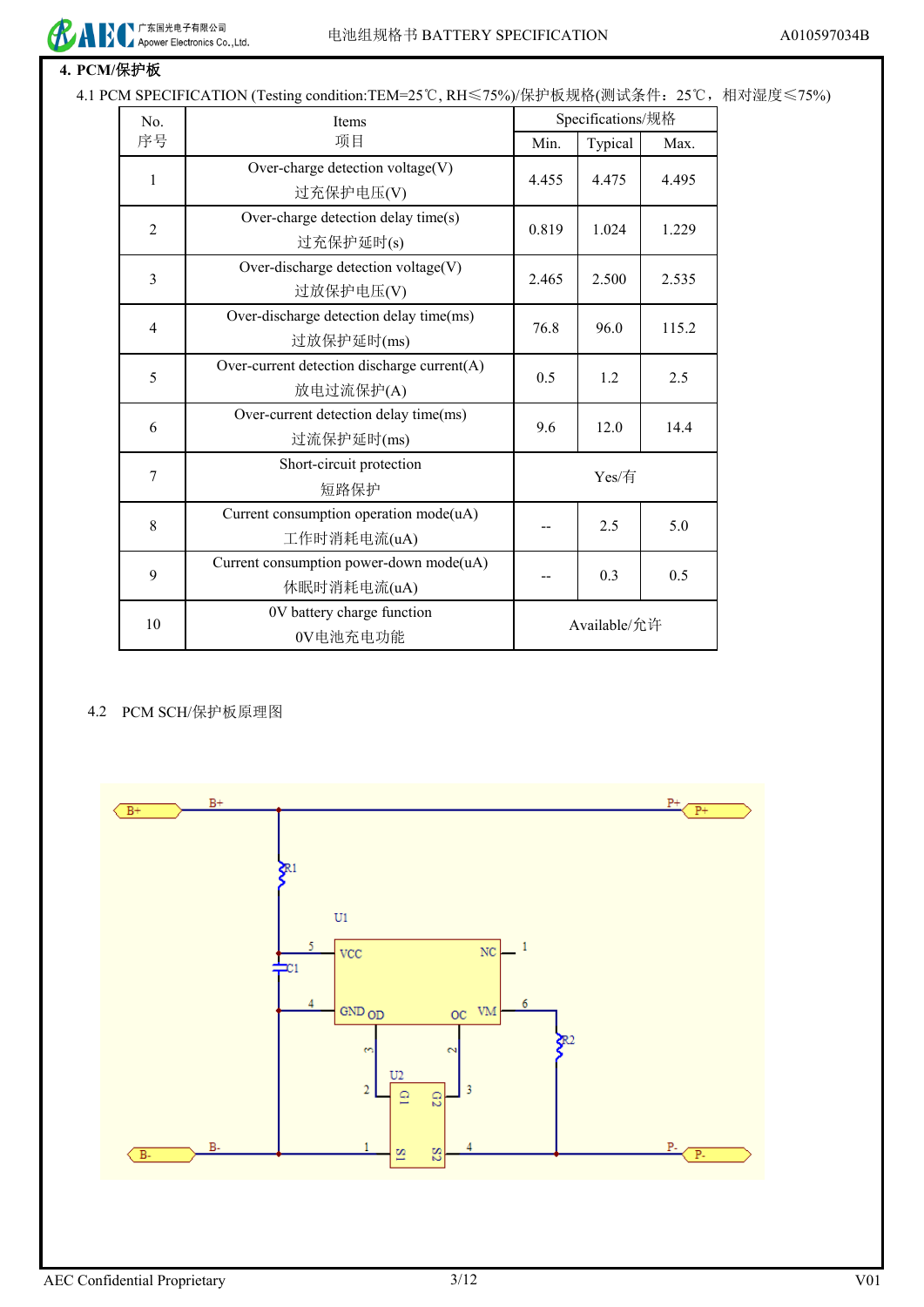## 4. PCM/保护板

4.1 PCM SPECIFICATION (Testing condition:TEM=25℃, RH≤75%)/保护板规格(测试条件：25℃，相对湿度≤75%)

| No.<br>序号 | Items<br>项目 | Specifications/规格 | | |
|---|---|---|---|---|
| | | Min. | Typical | Max. |
| 1 | Over-charge detection voltage(V)<br>过充保护电压(V) | 4.455 | 4.475 | 4.495 |
| 2 | Over-charge detection delay time(s)<br>过充保护延时(s) | 0.819 | 1.024 | 1.229 |
| 3 | Over-discharge detection voltage(V)<br>过放保护电压(V) | 2.465 | 2.500 | 2.535 |
| 4 | Over-discharge detection delay time(ms)<br>过放保护延时(ms) | 76.8 | 96.0 | 115.2 |
| 5 | Over-current detection discharge current(A)<br>放电过流保护(A) | 0.5 | 1.2 | 2.5 |
| 6 | Over-current detection delay time(ms)<br>过流保护延时(ms) | 9.6 | 12.0 | 14.4 |
| 7 | Short-circuit protection<br>短路保护 | Yes/有 | | |
| 8 | Current consumption operation mode(uA)<br>工作时消耗电流(uA) | -- | 2.5 | 5.0 |
| 9 | Current consumption power-down mode(uA)<br>休眠时消耗电流(uA) | -- | 0.3 | 0.5 |
| 10 | 0V battery charge function<br>0V电池充电功能 | Available/允许 | | |

4.2 PCM SCH/保护板原理图

B+
P+
R1
U1
VCC
NC
C1
GND
OD
OC
VM
R2
U2
G1
G2
S1
S2
B-
P-
1 2 3 4 5 6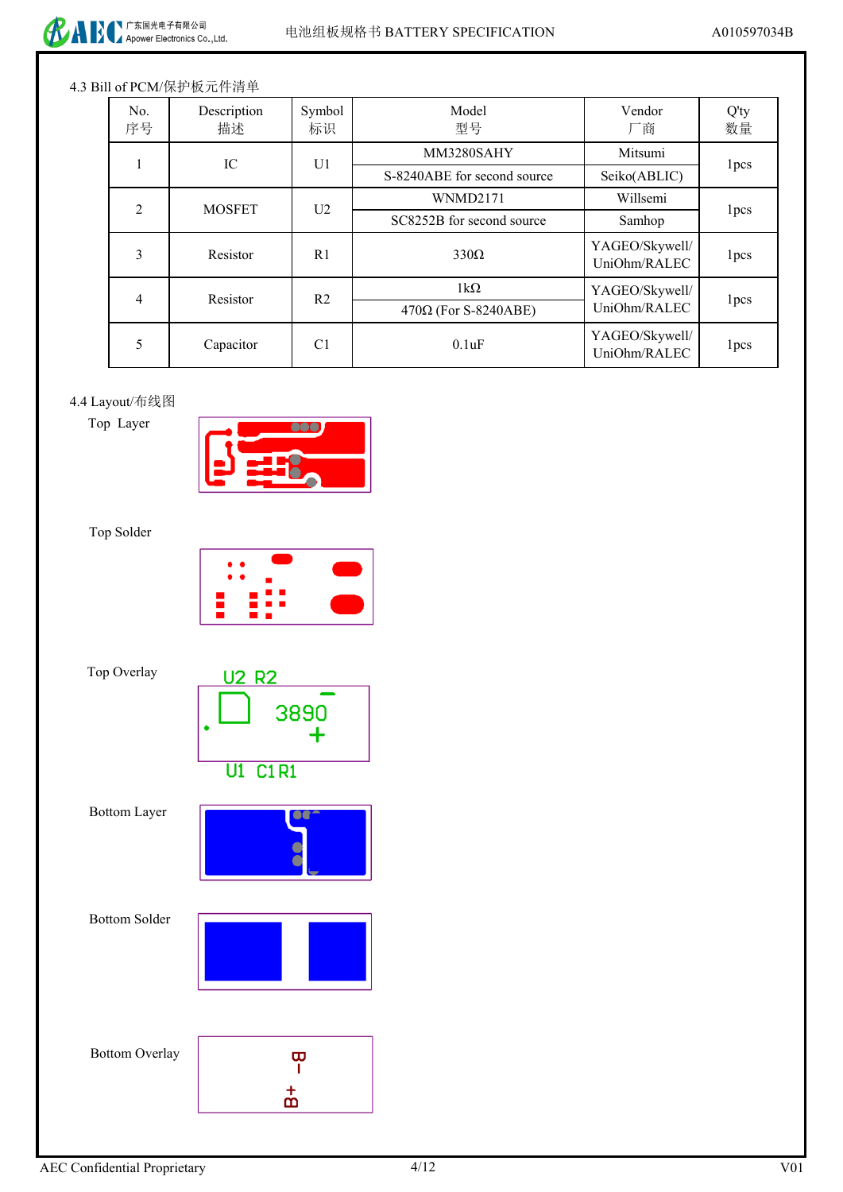4.3 Bill of PCM/保护板元件清单

| No.<br>序号 | Description<br>描述 | Symbol<br>标识 | Model<br>型号 | Vendor<br>厂商 | Q'ty<br>数量 |
|---|---|---|---|---|---|
| 1 | IC | U1 | MM3280SAHY | Mitsumi | 1pcs |
| | | | S-8240ABE for second source | Seiko(ABLIC) | |
| 2 | MOSFET | U2 | WNMD2171 | Willsemi | 1pcs |
| | | | SC8252B for second source | Samhop | |
| 3 | Resistor | R1 | 330Ω | YAGEO/Skywell/<br>UniOhm/RALEC | 1pcs |
| 4 | Resistor | R2 | 1kΩ<br>470Ω (For S-8240ABE) | YAGEO/Skywell/<br>UniOhm/RALEC | 1pcs |
| 5 | Capacitor | C1 | 0.1uF | YAGEO/Skywell/<br>UniOhm/RALEC | 1pcs |

4.4 Layout/布线图

Top Layer

Top Solder

Top Overlay

U2 R2

3890

U1 C1 R1

Bottom Layer

Bottom Solder

Bottom Overlay

B-

B+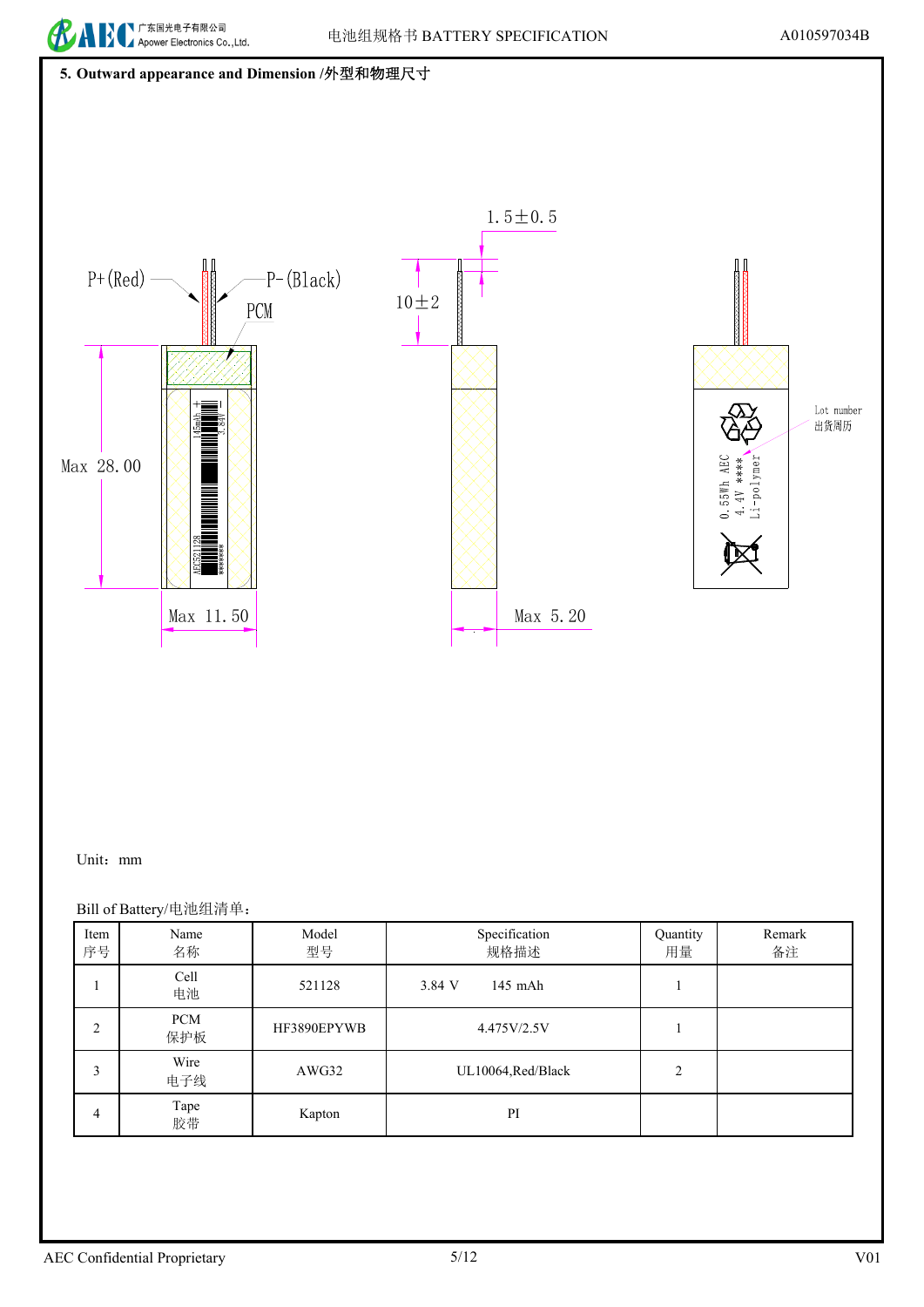## 5. Outward appearance and Dimension /外型和物理尺寸

P+(Red)

P-(Black)

PCM

1.5±0.5

10±2

Max 28.00

Max 11.50

Max 5.20

Lot number
出货周历

0.55Wh AEC
4.4V ****
Li-polymer

145mAh +
3.84V −
AEC521128
******

Unit：mm

Bill of Battery/电池组清单：

| Item<br>序号 | Name<br>名称 | Model<br>型号 | Specification<br>规格描述 | Quantity<br>用量 | Remark<br>备注 |
|---|---|---|---|---|---|
| 1 | Cell<br>电池 | 521128 | 3.84 V 145 mAh | 1 | |
| 2 | PCM<br>保护板 | HF3890EPYWB | 4.475V/2.5V | 1 | |
| 3 | Wire<br>电子线 | AWG32 | UL10064,Red/Black | 2 | |
| 4 | Tape<br>胶带 | Kapton | PI | | |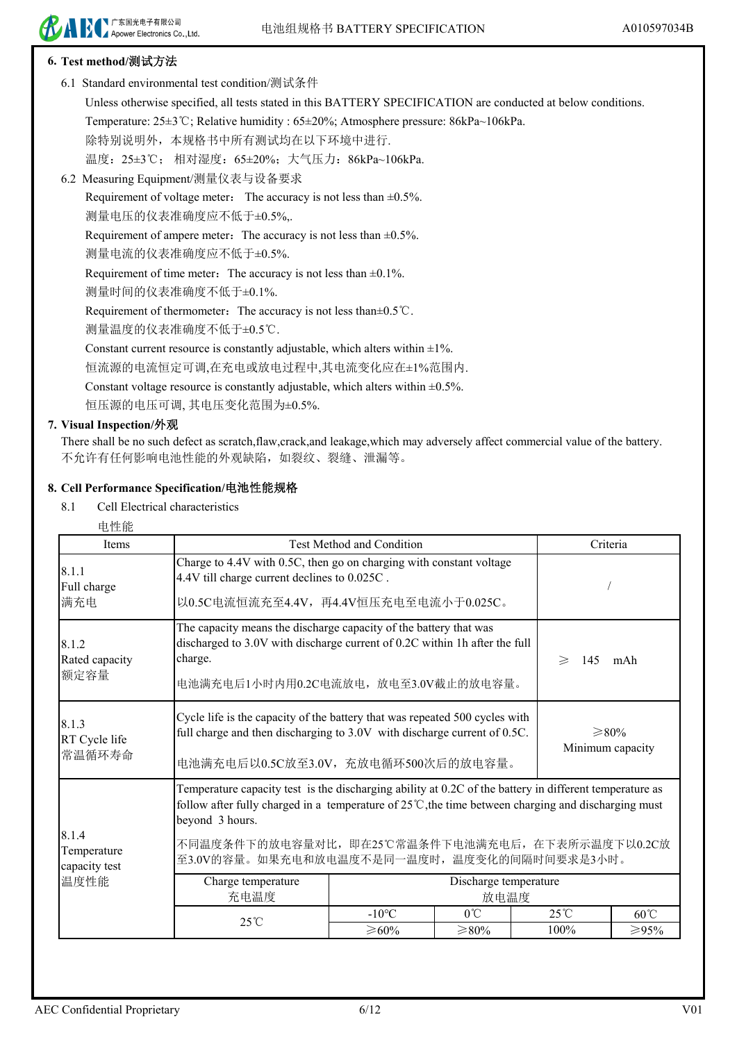## 6. Test method/测试方法

6.1 Standard environmental test condition/测试条件

Unless otherwise specified, all tests stated in this BATTERY SPECIFICATION are conducted at below conditions.

Temperature: 25±3℃; Relative humidity : 65±20%; Atmosphere pressure: 86kPa~106kPa.

除特别说明外，本规格书中所有测试均在以下环境中进行.

温度：25±3℃； 相对湿度：65±20%；大气压力：86kPa~106kPa.

6.2 Measuring Equipment/测量仪表与设备要求

Requirement of voltage meter： The accuracy is not less than ±0.5%.

测量电压的仪表准确度应不低于±0.5%,.

Requirement of ampere meter：The accuracy is not less than ±0.5%.

测量电流的仪表准确度应不低于±0.5%.

Requirement of time meter：The accuracy is not less than ±0.1%.

测量时间的仪表准确度不低于±0.1%.

Requirement of thermometer：The accuracy is not less than±0.5℃.

测量温度的仪表准确度不低于±0.5℃.

Constant current resource is constantly adjustable, which alters within ±1%.

恒流源的电流恒定可调,在充电或放电过程中,其电流变化应在±1%范围内.

Constant voltage resource is constantly adjustable, which alters within ±0.5%.

恒压源的电压可调, 其电压变化范围为±0.5%.

## 7. Visual Inspection/外观

There shall be no such defect as scratch,flaw,crack,and leakage,which may adversely affect commercial value of the battery.

不允许有任何影响电池性能的外观缺陷，如裂纹、裂缝、泄漏等。

## 8. Cell Performance Specification/电池性能规格

8.1 Cell Electrical characteristics

电性能

| Items | Test Method and Condition | | | | | Criteria |
|---|---|---|---|---|---|---|
| 8.1.1 Full charge 满充电 | Charge to 4.4V with 0.5C, then go on charging with constant voltage 4.4V till charge current declines to 0.025C . 以0.5C电流恒流充至4.4V，再4.4V恒压充电至电流小于0.025C。 | | | | | / |
| 8.1.2 Rated capacity 额定容量 | The capacity means the discharge capacity of the battery that was discharged to 3.0V with discharge current of 0.2C within 1h after the full charge. 电池满充电后1小时内用0.2C电流放电，放电至3.0V截止的放电容量。 | | | | | ≥ 145 mAh |
| 8.1.3 RT Cycle life 常温循环寿命 | Cycle life is the capacity of the battery that was repeated 500 cycles with full charge and then discharging to 3.0V with discharge current of 0.5C. 电池满充电后以0.5C放至3.0V，充放电循环500次后的放电容量。 | | | | | ≥80% Minimum capacity |
| 8.1.4 Temperature capacity test 温度性能 | Temperature capacity test is the discharging ability at 0.2C of the battery in different temperature as follow after fully charged in a temperature of 25℃,the time between charging and discharging must beyond 3 hours. 不同温度条件下的放电容量对比，即在25℃常温条件下电池满充电后，在下表所示温度下以0.2C放至3.0V的容量。如果充电和放电温度不是同一温度时，温度变化的间隔时间要求是3小时。 | | | | | |
| | Charge temperature 充电温度 | Discharge temperature 放电温度 | | | | |
| | 25℃ | -10°C | 0℃ | 25℃ | 60℃ | |
| | | ≥60% | ≥80% | 100% | ≥95% | |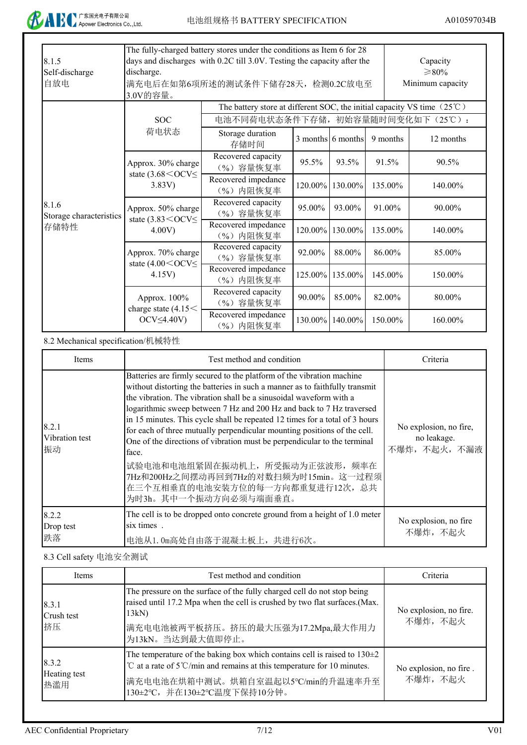| 8.1.5<br>Self-discharge<br>自放电 | The fully-charged battery stores under the conditions as Item 6 for 28 days and discharges with 0.2C till 3.0V. Testing the capacity after the discharge.<br>满充电后在如第6项所述的测试条件下储存28天，检测0.2C放电至3.0V的容量。 | Capacity<br>≥80%<br>Minimum capacity |
|---|---|---|

| Items | SOC 荷电状态 | The battery store at different SOC, the initial capacity VS time（25℃）<br>电池不同荷电状态条件下存储，初始容量随时间变化如下（25℃）： | | | | |
|---|---|---|---|---|---|---|
| | | Storage duration 存储时间 | 3 months | 6 months | 9 months | 12 months |
| 8.1.6<br>Storage characteristics<br>存储特性 | Approx. 30% charge state (3.68＜OCV≤3.83V) | Recovered capacity（%）容量恢复率 | 95.5% | 93.5% | 91.5% | 90.5% |
| | | Recovered impedance（%）内阻恢复率 | 120.00% | 130.00% | 135.00% | 140.00% |
| | Approx. 50% charge state (3.83＜OCV≤4.00V) | Recovered capacity（%）容量恢复率 | 95.00% | 93.00% | 91.00% | 90.00% |
| | | Recovered impedance（%）内阻恢复率 | 120.00% | 130.00% | 135.00% | 140.00% |
| | Approx. 70% charge state (4.00＜OCV≤4.15V) | Recovered capacity（%）容量恢复率 | 92.00% | 88.00% | 86.00% | 85.00% |
| | | Recovered impedance（%）内阻恢复率 | 125.00% | 135.00% | 145.00% | 150.00% |
| | Approx. 100% charge state (4.15＜OCV≤4.40V) | Recovered capacity（%）容量恢复率 | 90.00% | 85.00% | 82.00% | 80.00% |
| | | Recovered impedance（%）内阻恢复率 | 130.00% | 140.00% | 150.00% | 160.00% |

8.2 Mechanical specification/机械特性

| Items | Test method and condition | Criteria |
|---|---|---|
| 8.2.1<br>Vibration test<br>振动 | Batteries are firmly secured to the platform of the vibration machine without distorting the batteries in such a manner as to faithfully transmit the vibration. The vibration shall be a sinusoidal waveform with a logarithmic sweep between 7 Hz and 200 Hz and back to 7 Hz traversed in 15 minutes. This cycle shall be repeated 12 times for a total of 3 hours for each of three mutually perpendicular mounting positions of the cell. One of the directions of vibration must be perpendicular to the terminal face.<br>试验电池和电池组紧固在振动机上，所受振动为正弦波形，频率在7Hz和200Hz之间摆动再回到7Hz的对数扫频为时15min。这一过程须在三个互相垂直的电池安装方位的每一方向都重复进行12次，总共为时3h。其中一个振动方向必须与端面垂直。 | No explosion, no fire, no leakage.<br>不爆炸，不起火，不漏液 |
| 8.2.2<br>Drop test<br>跌落 | The cell is to be dropped onto concrete ground from a height of 1.0 meter six times .<br>电池从1.0m高处自由落于混凝土板上，共进行6次。 | No explosion, no fire<br>不爆炸，不起火 |

8.3 Cell safety 电池安全测试

| Items | Test method and condition | Criteria |
|---|---|---|
| 8.3.1<br>Crush test<br>挤压 | The pressure on the surface of the fully charged cell do not stop being raised until 17.2 Mpa when the cell is crushed by two flat surfaces.(Max. 13kN)<br>满充电电池被两平板挤压。挤压的最大压强为17.2Mpa,最大作用力为13kN。当达到最大值即停止。 | No explosion, no fire.<br>不爆炸，不起火 |
| 8.3.2<br>Heating test<br>热滥用 | The temperature of the baking box which contains cell is raised to 130±2℃ at a rate of 5℃/min and remains at this temperature for 10 minutes.<br>满充电电池在烘箱中测试。烘箱自室温起以5℃/min的升温速率升至130±2℃，并在130±2℃温度下保持10分钟。 | No explosion, no fire .<br>不爆炸，不起火 |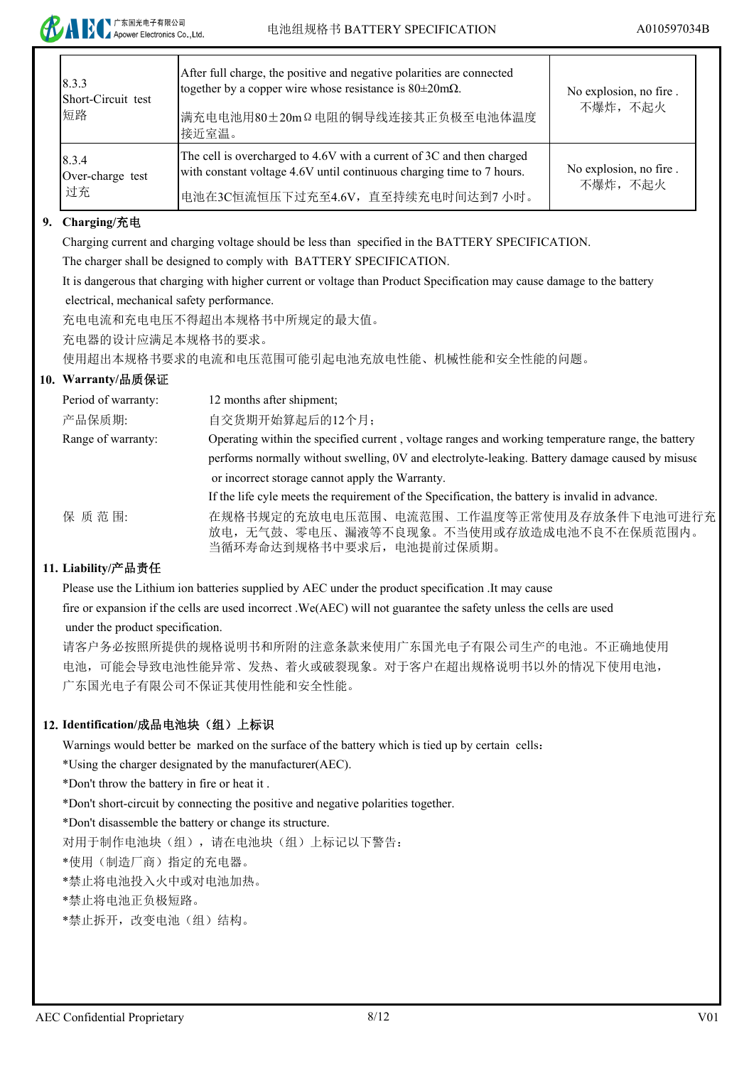| 8.3.3<br>Short-Circuit test<br>短路 | After full charge, the positive and negative polarities are connected together by a copper wire whose resistance is 80±20mΩ.<br>满充电电池用80±20mΩ电阻的铜导线连接其正负极至电池体温度接近室温。 | No explosion, no fire .<br>不爆炸，不起火 |
|---|---|---|
| 8.3.4<br>Over-charge test<br>过充 | The cell is overcharged to 4.6V with a current of 3C and then charged with constant voltage 4.6V until continuous charging time to 7 hours.<br>电池在3C恒流恒压下过充至4.6V，直至持续充电时间达到7 小时。 | No explosion, no fire .<br>不爆炸，不起火 |

## 9. Charging/充电

Charging current and charging voltage should be less than specified in the BATTERY SPECIFICATION.

The charger shall be designed to comply with BATTERY SPECIFICATION.

It is dangerous that charging with higher current or voltage than Product Specification may cause damage to the battery electrical, mechanical safety performance.

充电电流和充电电压不得超出本规格书中所规定的最大值。

充电器的设计应满足本规格书的要求。

使用超出本规格书要求的电流和电压范围可能引起电池充放电性能、机械性能和安全性能的问题。

## 10. Warranty/品质保证

Period of warranty: 12 months after shipment;

产品保质期: 自交货期开始算起后的12个月；

Range of warranty: Operating within the specified current , voltage ranges and working temperature range, the battery performs normally without swelling, 0V and electrolyte-leaking. Battery damage caused by misuse or incorrect storage cannot apply the Warranty.

If the life cyle meets the requirement of the Specification, the battery is invalid in advance.

保 质 范 围: 在规格书规定的充放电电压范围、电流范围、工作温度等正常使用及存放条件下电池可进行充放电，无气鼓、零电压、漏液等不良现象。不当使用或存放造成电池不良不在保质范围内。当循环寿命达到规格书中要求后，电池提前过保质期。

## 11. Liability/产品责任

Please use the Lithium ion batteries supplied by AEC under the product specification .It may cause fire or expansion if the cells are used incorrect .We(AEC) will not guarantee the safety unless the cells are used under the product specification.

请客户务必按照所提供的规格说明书和所附的注意条款来使用广东国光电子有限公司生产的电池。不正确地使用电池，可能会导致电池性能异常、发热、着火或破裂现象。对于客户在超出规格说明书以外的情况下使用电池，广东国光电子有限公司不保证其使用性能和安全性能。

## 12. Identification/成品电池块（组）上标识

Warnings would better be marked on the surface of the battery which is tied up by certain cells：

*Using the charger designated by the manufacturer(AEC).

*Don't throw the battery in fire or heat it .

*Don't short-circuit by connecting the positive and negative polarities together.

*Don't disassemble the battery or change its structure.

对用于制作电池块（组），请在电池块（组）上标记以下警告：

*使用（制造厂商）指定的充电器。

*禁止将电池投入火中或对电池加热。

*禁止将电池正负极短路。

*禁止拆开，改变电池（组）结构。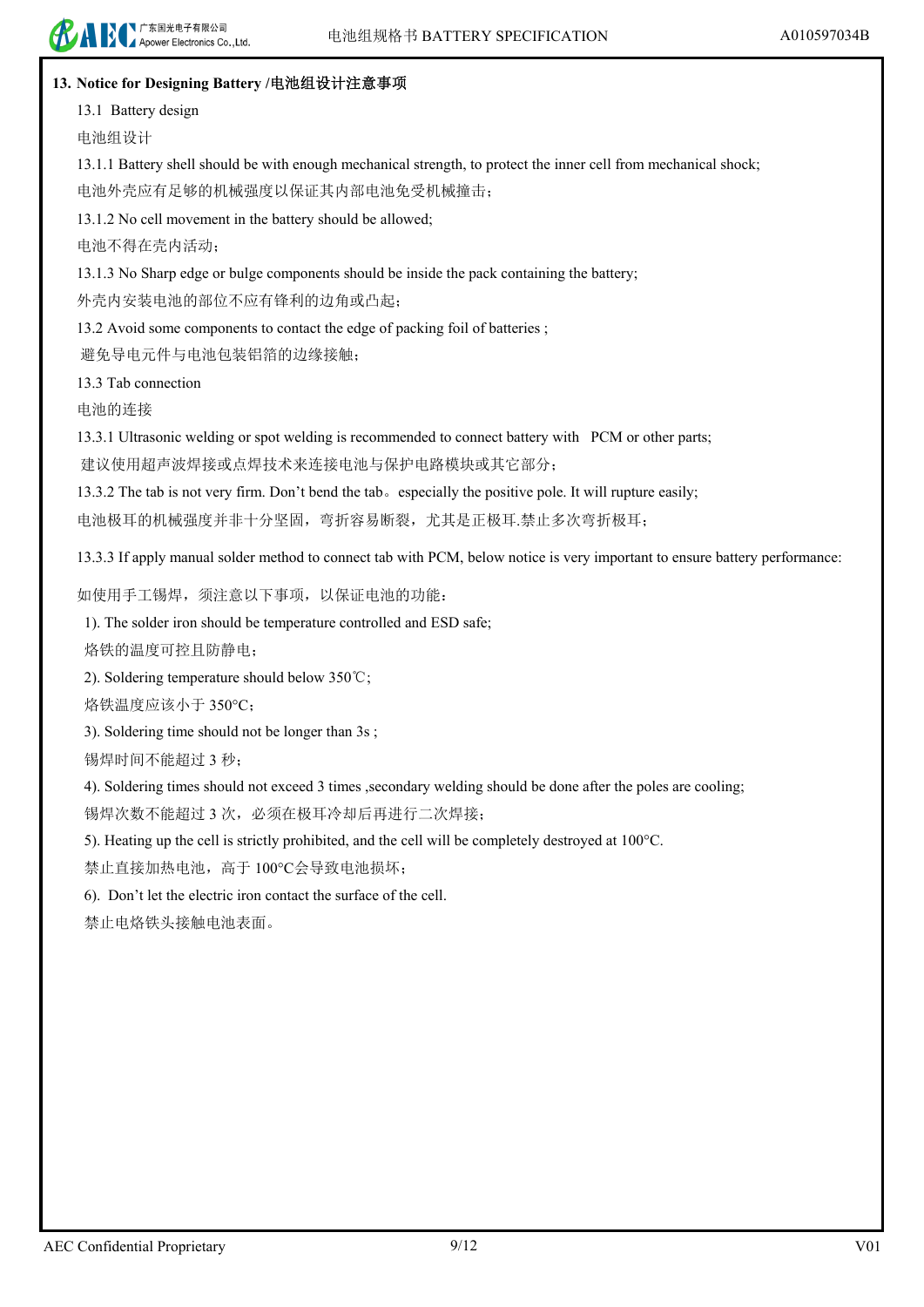## 13. Notice for Designing Battery /电池组设计注意事项

13.1 Battery design

电池组设计

13.1.1 Battery shell should be with enough mechanical strength, to protect the inner cell from mechanical shock;

电池外壳应有足够的机械强度以保证其内部电池免受机械撞击；

13.1.2 No cell movement in the battery should be allowed;

电池不得在壳内活动；

13.1.3 No Sharp edge or bulge components should be inside the pack containing the battery;

外壳内安装电池的部位不应有锋利的边角或凸起；

13.2 Avoid some components to contact the edge of packing foil of batteries ;

避免导电元件与电池包装铝箔的边缘接触；

13.3 Tab connection

电池的连接

13.3.1 Ultrasonic welding or spot welding is recommended to connect battery with PCM or other parts;

建议使用超声波焊接或点焊技术来连接电池与保护电路模块或其它部分；

13.3.2 The tab is not very firm. Don't bend the tab。especially the positive pole. It will rupture easily;

电池极耳的机械强度并非十分坚固，弯折容易断裂，尤其是正极耳.禁止多次弯折极耳；

13.3.3 If apply manual solder method to connect tab with PCM, below notice is very important to ensure battery performance:

如使用手工锡焊，须注意以下事项，以保证电池的功能：

1). The solder iron should be temperature controlled and ESD safe;

烙铁的温度可控且防静电；

2). Soldering temperature should below 350℃;

烙铁温度应该小于 350°C；

3). Soldering time should not be longer than 3s ;

锡焊时间不能超过 3 秒；

4). Soldering times should not exceed 3 times ,secondary welding should be done after the poles are cooling;

锡焊次数不能超过 3 次，必须在极耳冷却后再进行二次焊接；

5). Heating up the cell is strictly prohibited, and the cell will be completely destroyed at 100°C.

禁止直接加热电池，高于 100°C会导致电池损坏；

6). Don't let the electric iron contact the surface of the cell.

禁止电烙铁头接触电池表面。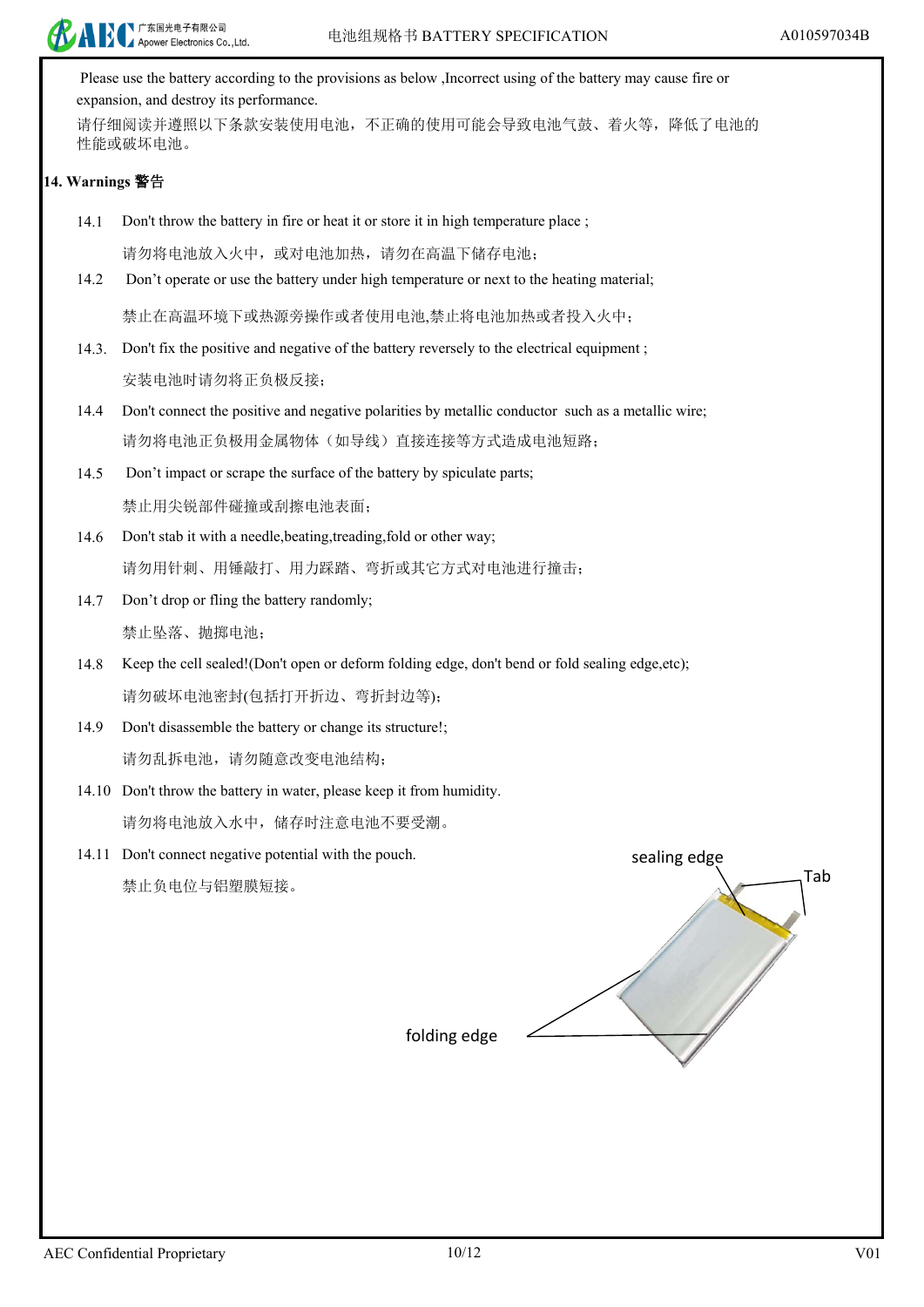Please use the battery according to the provisions as below ,Incorrect using of the battery may cause fire or expansion, and destroy its performance.

请仔细阅读并遵照以下条款安装使用电池，不正确的使用可能会导致电池气鼓、着火等，降低了电池的性能或破坏电池。

## 14. Warnings 警告

14.1 Don't throw the battery in fire or heat it or store it in high temperature place ;

请勿将电池放入火中，或对电池加热，请勿在高温下储存电池；

14.2 Don't operate or use the battery under high temperature or next to the heating material;

禁止在高温环境下或热源旁操作或者使用电池,禁止将电池加热或者投入火中；

14.3. Don't fix the positive and negative of the battery reversely to the electrical equipment ;

安装电池时请勿将正负极反接；

14.4 Don't connect the positive and negative polarities by metallic conductor such as a metallic wire;

请勿将电池正负极用金属物体（如导线）直接连接等方式造成电池短路；

14.5 Don't impact or scrape the surface of the battery by spiculate parts;

禁止用尖锐部件碰撞或刮擦电池表面；

14.6 Don't stab it with a needle,beating,treading,fold or other way;

请勿用针刺、用锤敲打、用力踩踏、弯折或其它方式对电池进行撞击；

14.7 Don't drop or fling the battery randomly;

禁止坠落、抛掷电池；

14.8 Keep the cell sealed!(Don't open or deform folding edge, don't bend or fold sealing edge,etc);

请勿破坏电池密封(包括打开折边、弯折封边等)；

14.9 Don't disassemble the battery or change its structure!;

请勿乱拆电池，请勿随意改变电池结构；

14.10 Don't throw the battery in water, please keep it from humidity.

请勿将电池放入水中，储存时注意电池不要受潮。

14.11 Don't connect negative potential with the pouch.

禁止负电位与铝塑膜短接。

sealing edge

Tab

folding edge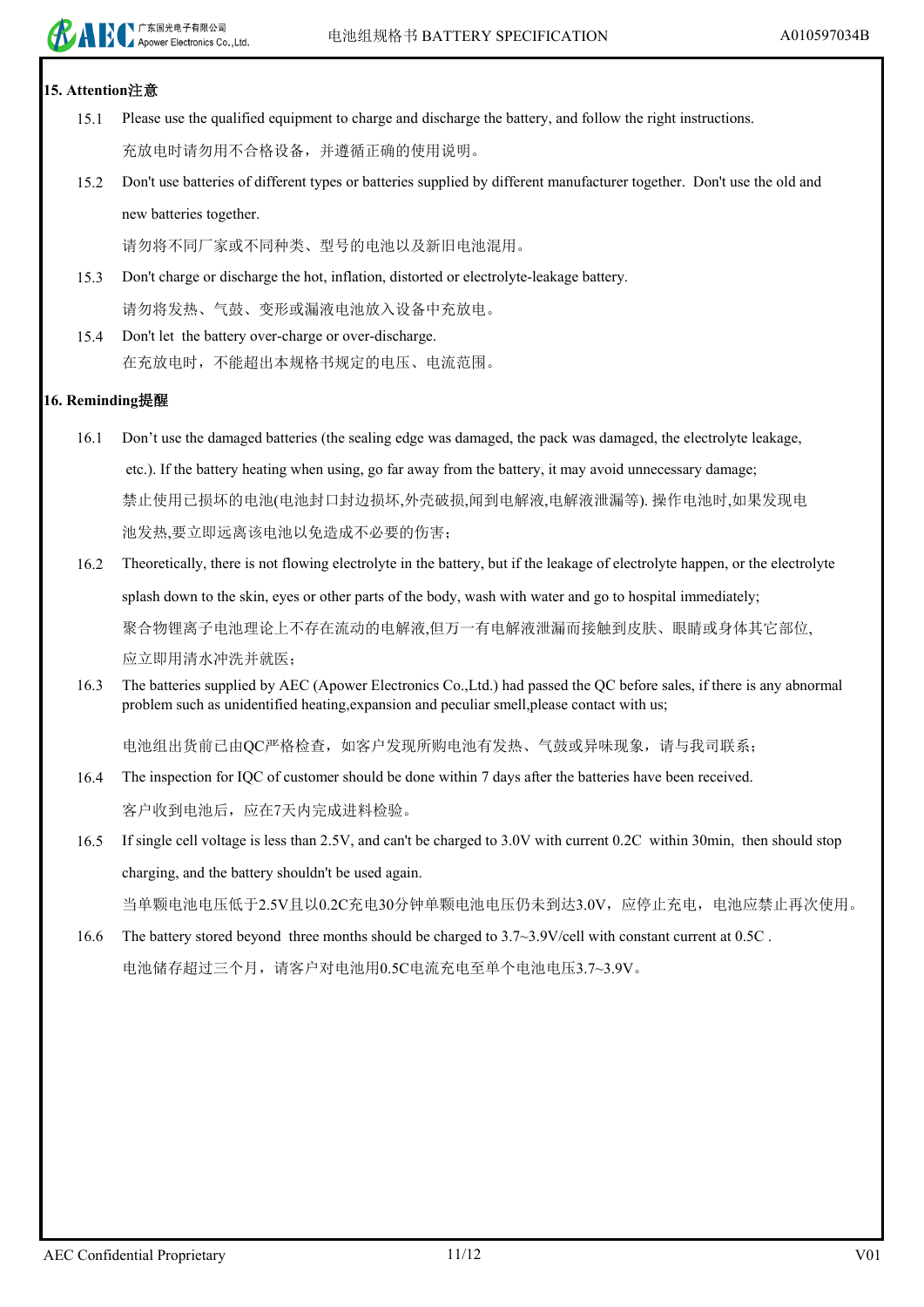## 15. Attention注意

15.1 Please use the qualified equipment to charge and discharge the battery, and follow the right instructions.

充放电时请勿用不合格设备，并遵循正确的使用说明。

15.2 Don't use batteries of different types or batteries supplied by different manufacturer together. Don't use the old and new batteries together.

请勿将不同厂家或不同种类、型号的电池以及新旧电池混用。

15.3 Don't charge or discharge the hot, inflation, distorted or electrolyte-leakage battery.

请勿将发热、气鼓、变形或漏液电池放入设备中充放电。

15.4 Don't let the battery over-charge or over-discharge.

在充放电时，不能超出本规格书规定的电压、电流范围。

## 16. Reminding提醒

16.1 Don’t use the damaged batteries (the sealing edge was damaged, the pack was damaged, the electrolyte leakage, etc.). If the battery heating when using, go far away from the battery, it may avoid unnecessary damage;

禁止使用已损坏的电池(电池封口封边损坏,外壳破损,闻到电解液,电解液泄漏等). 操作电池时,如果发现电池发热,要立即远离该电池以免造成不必要的伤害;

16.2 Theoretically, there is not flowing electrolyte in the battery, but if the leakage of electrolyte happen, or the electrolyte splash down to the skin, eyes or other parts of the body, wash with water and go to hospital immediately;

聚合物锂离子电池理论上不存在流动的电解液,但万一有电解液泄漏而接触到皮肤、眼睛或身体其它部位,应立即用清水冲洗并就医;

16.3 The batteries supplied by AEC (Apower Electronics Co.,Ltd.) had passed the QC before sales, if there is any abnormal problem such as unidentified heating,expansion and peculiar smell,please contact with us;

电池组出货前已由QC严格检查，如客户发现所购电池有发热、气鼓或异味现象，请与我司联系;

16.4 The inspection for IQC of customer should be done within 7 days after the batteries have been received.

客户收到电池后，应在7天内完成进料检验。

16.5 If single cell voltage is less than 2.5V, and can't be charged to 3.0V with current 0.2C within 30min, then should stop charging, and the battery shouldn't be used again.

当单颗电池电压低于2.5V且以0.2C充电30分钟单颗电池电压仍未到达3.0V，应停止充电，电池应禁止再次使用。

16.6 The battery stored beyond three months should be charged to 3.7~3.9V/cell with constant current at 0.5C .

电池储存超过三个月，请客户对电池用0.5C电流充电至单个电池电压3.7~3.9V。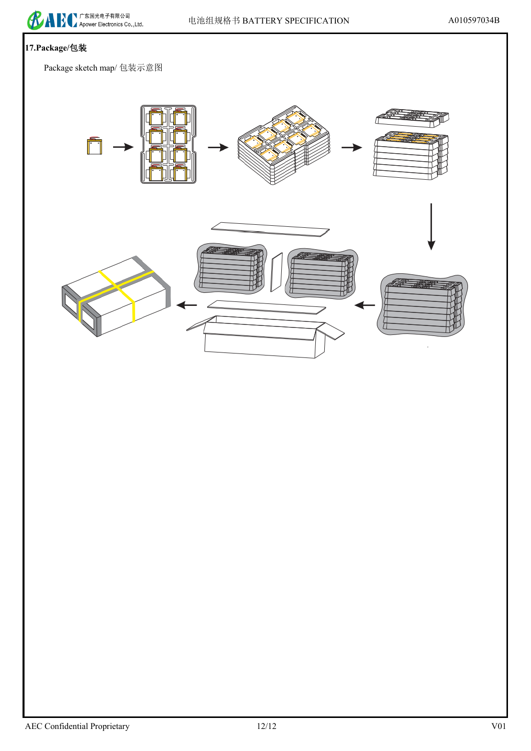## 17.Package/包装

Package sketch map/ 包装示意图